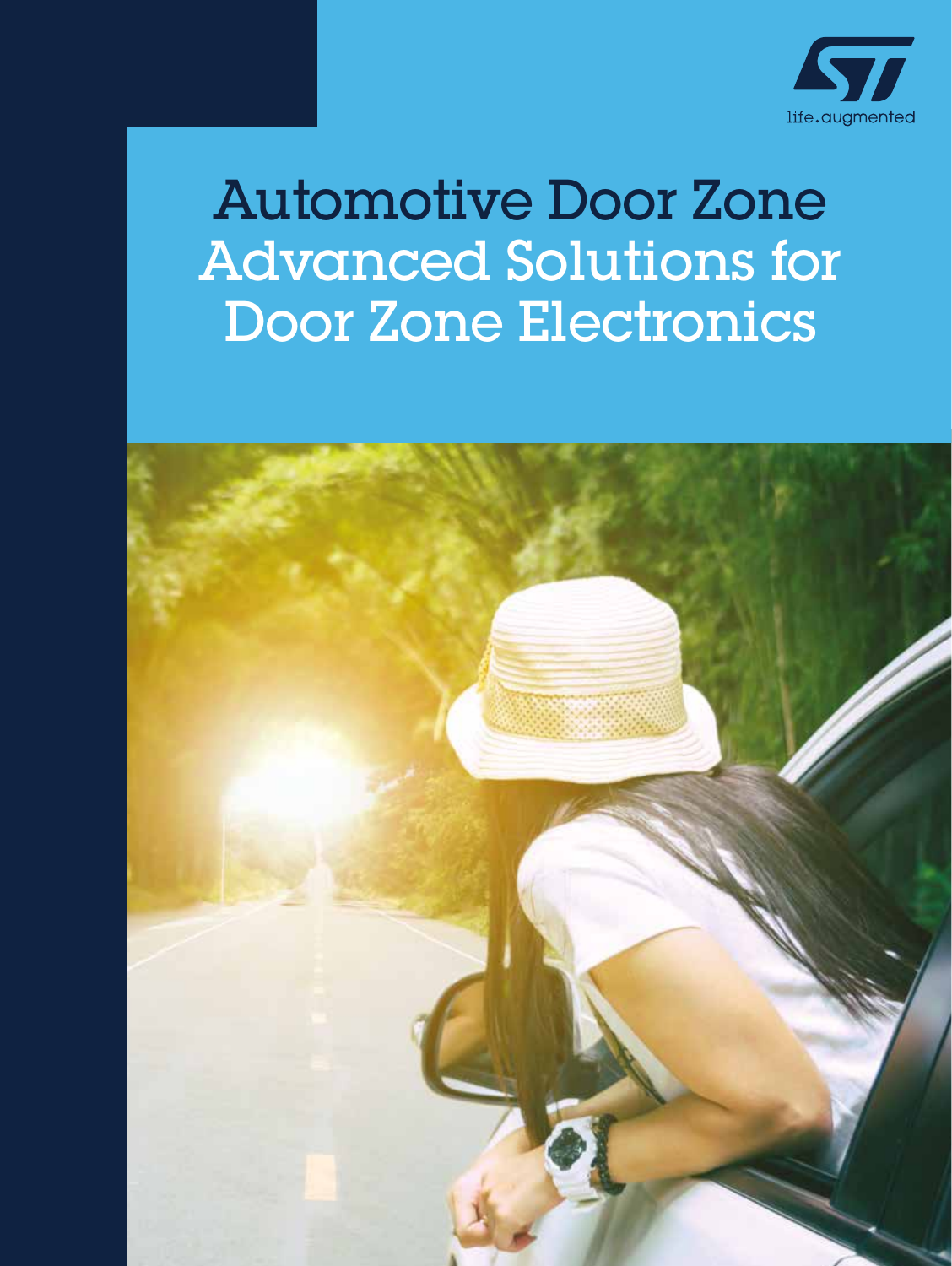# Automotive Door Zone Advanced Solutions for Door Zone Electronics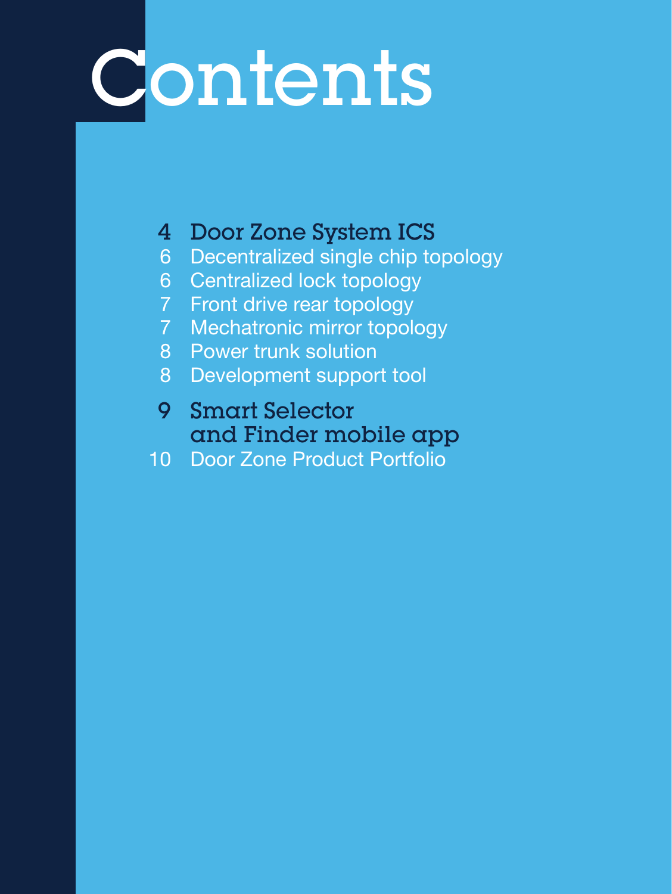# Contents

- 4 Door Zone System ICS
  - 6 Decentralized single chip topology
  - 6 Centralized lock topology
  - 7 Front drive rear topology
  - 7 Mechatronic mirror topology
  - 8 Power trunk solution
  - 8 Development support tool
- 9 Smart Selector and Finder mobile app
- 10 Door Zone Product Portfolio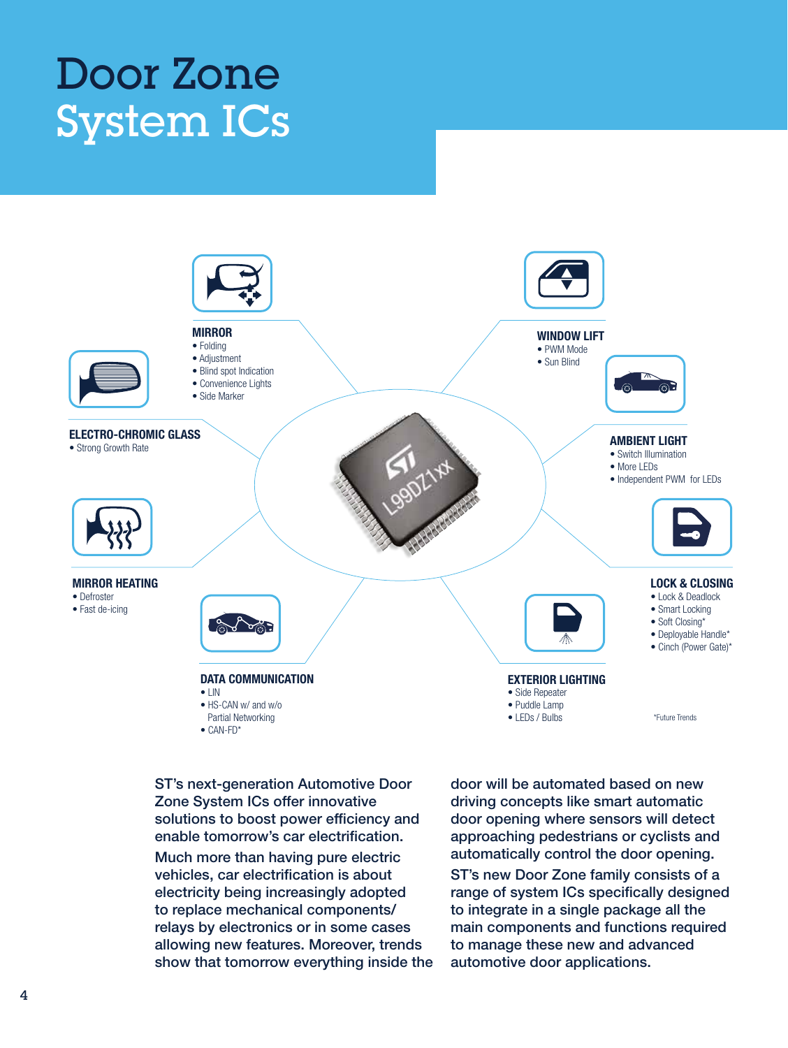# Door Zone System ICs

**MIRROR**
- Folding
- Adjustment
- Blind spot Indication
- Convenience Lights
- Side Marker

**ELECTRO-CHROMIC GLASS**
- Strong Growth Rate

**MIRROR HEATING**
- Defroster
- Fast de-icing

**DATA COMMUNICATION**
- LIN
- HS-CAN w/ and w/o Partial Networking
- CAN-FD*

**WINDOW LIFT**
- PWM Mode
- Sun Blind

**AMBIENT LIGHT**
- Switch Illumination
- More LEDs
- Independent PWM for LEDs

**LOCK & CLOSING**
- Lock & Deadlock
- Smart Locking
- Soft Closing*
- Deployable Handle*
- Cinch (Power Gate)*

**EXTERIOR LIGHTING**
- Side Repeater
- Puddle Lamp
- LEDs / Bulbs

*Future Trends

ST's next-generation Automotive Door Zone System ICs offer innovative solutions to boost power efficiency and enable tomorrow's car electrification.

Much more than having pure electric vehicles, car electrification is about electricity being increasingly adopted to replace mechanical components/relays by electronics or in some cases allowing new features. Moreover, trends show that tomorrow everything inside the door will be automated based on new driving concepts like smart automatic door opening where sensors will detect approaching pedestrians or cyclists and automatically control the door opening.

ST's new Door Zone family consists of a range of system ICs specifically designed to integrate in a single package all the main components and functions required to manage these new and advanced automotive door applications.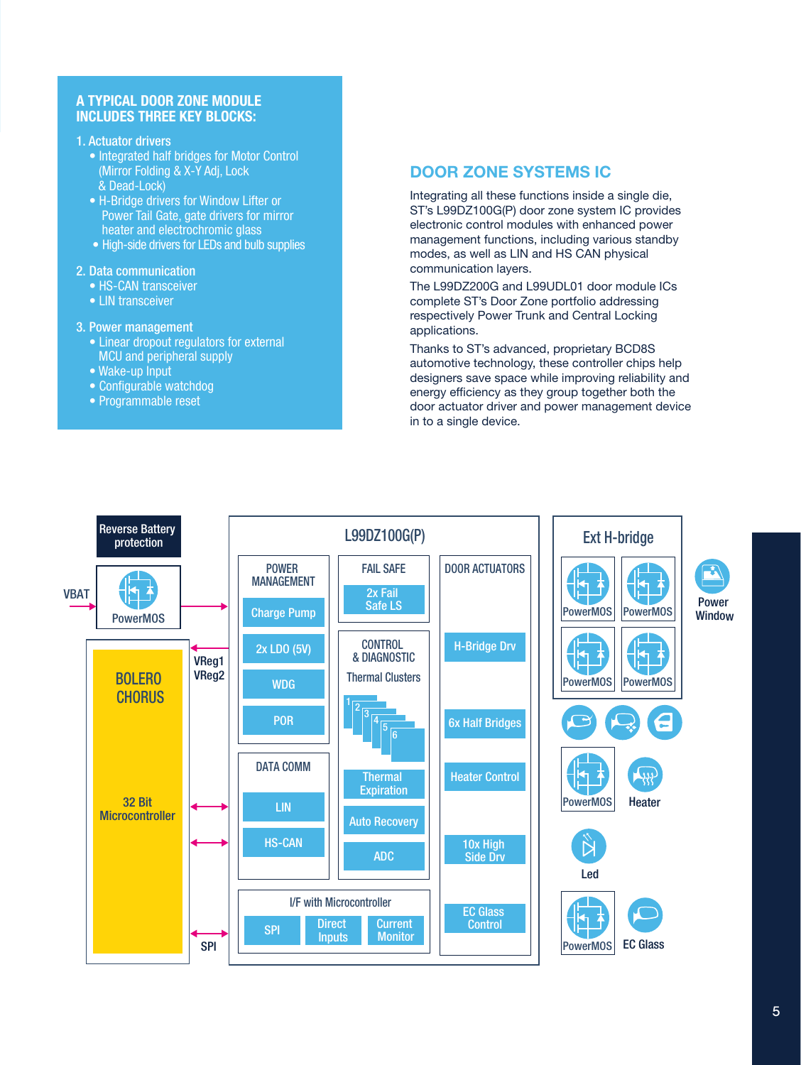## A TYPICAL DOOR ZONE MODULE INCLUDES THREE KEY BLOCKS:

1. Actuator drivers
   - Integrated half bridges for Motor Control (Mirror Folding & X-Y Adj, Lock & Dead-Lock)
   - H-Bridge drivers for Window Lifter or Power Tail Gate, gate drivers for mirror heater and electrochromic glass
   - High-side drivers for LEDs and bulb supplies
2. Data communication
   - HS-CAN transceiver
   - LIN transceiver
3. Power management
   - Linear dropout regulators for external MCU and peripheral supply
   - Wake-up Input
   - Configurable watchdog
   - Programmable reset

## DOOR ZONE SYSTEMS IC

Integrating all these functions inside a single die, ST's L99DZ100G(P) door zone system IC provides electronic control modules with enhanced power management functions, including various standby modes, as well as LIN and HS CAN physical communication layers.

The L99DZ200G and L99UDL01 door module ICs complete ST's Door Zone portfolio addressing respectively Power Trunk and Central Locking applications.

Thanks to ST's advanced, proprietary BCD8S automotive technology, these controller chips help designers save space while improving reliability and energy efficiency as they group together both the door actuator driver and power management device in to a single device.

Reverse Battery protection

VBAT

PowerMOS

BOLERO CHORUS

32 Bit Microcontroller

VReg1 VReg2

SPI

L99DZ100G(P)

POWER MANAGEMENT: Charge Pump, 2x LDO (5V), WDG, POR

FAIL SAFE: 2x Fail Safe LS

CONTROL & DIAGNOSTIC: Thermal Clusters (1, 2, 3, 4, 5, 6), Thermal Expiration, Auto Recovery, ADC

DATA COMM: LIN, HS-CAN

DOOR ACTUATORS: H-Bridge Drv, 6x Half Bridges, Heater Control, 10x High Side Drv, EC Glass Control

I/F with Microcontroller: SPI, Direct Inputs, Current Monitor

Ext H-bridge: PowerMOS, PowerMOS, PowerMOS, PowerMOS

Power Window

PowerMOS — Heater

Led

PowerMOS — EC Glass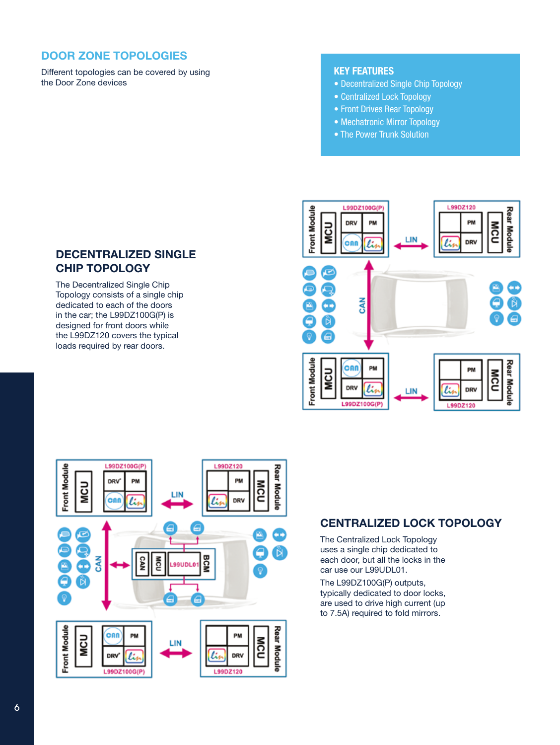## DOOR ZONE TOPOLOGIES

Different topologies can be covered by using the Door Zone devices

### KEY FEATURES

- Decentralized Single Chip Topology
- Centralized Lock Topology
- Front Drives Rear Topology
- Mechatronic Mirror Topology
- The Power Trunk Solution

### DECENTRALIZED SINGLE CHIP TOPOLOGY

The Decentralized Single Chip Topology consists of a single chip dedicated to each of the doors in the car; the L99DZ100G(P) is designed for front doors while the L99DZ120 covers the typical loads required by rear doors.

### CENTRALIZED LOCK TOPOLOGY

The Centralized Lock Topology uses a single chip dedicated to each door, but all the locks in the car use our L99UDL01.

The L99DZ100G(P) outputs, typically dedicated to door locks, are used to drive high current (up to 7.5A) required to fold mirrors.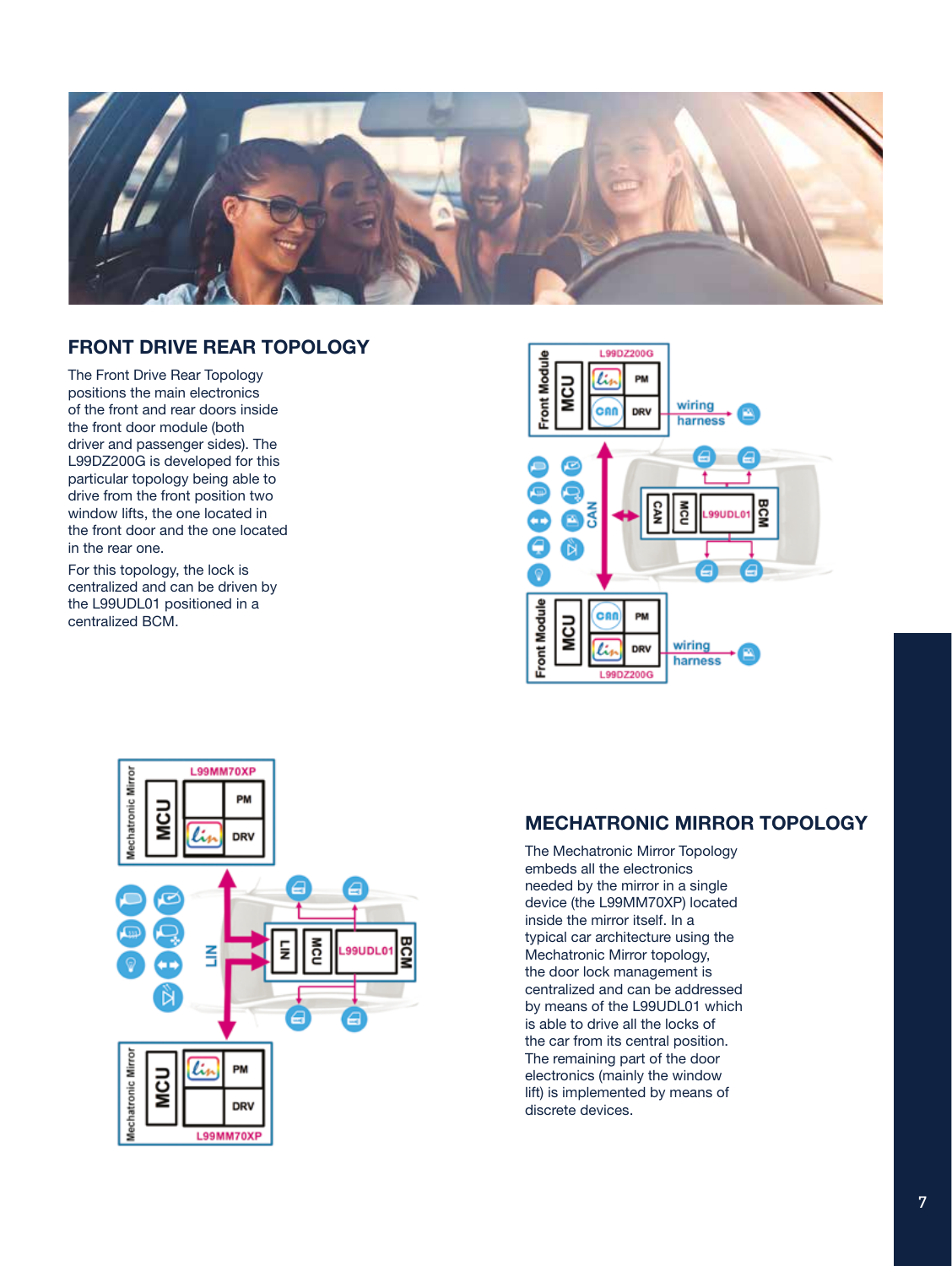## FRONT DRIVE REAR TOPOLOGY

The Front Drive Rear Topology positions the main electronics of the front and rear doors inside the front door module (both driver and passenger sides). The L99DZ200G is developed for this particular topology being able to drive from the front position two window lifts, the one located in the front door and the one located in the rear one.

For this topology, the lock is centralized and can be driven by the L99UDL01 positioned in a centralized BCM.

## MECHATRONIC MIRROR TOPOLOGY

The Mechatronic Mirror Topology embeds all the electronics needed by the mirror in a single device (the L99MM70XP) located inside the mirror itself. In a typical car architecture using the Mechatronic Mirror topology, the door lock management is centralized and can be addressed by means of the L99UDL01 which is able to drive all the locks of the car from its central position. The remaining part of the door electronics (mainly the window lift) is implemented by means of discrete devices.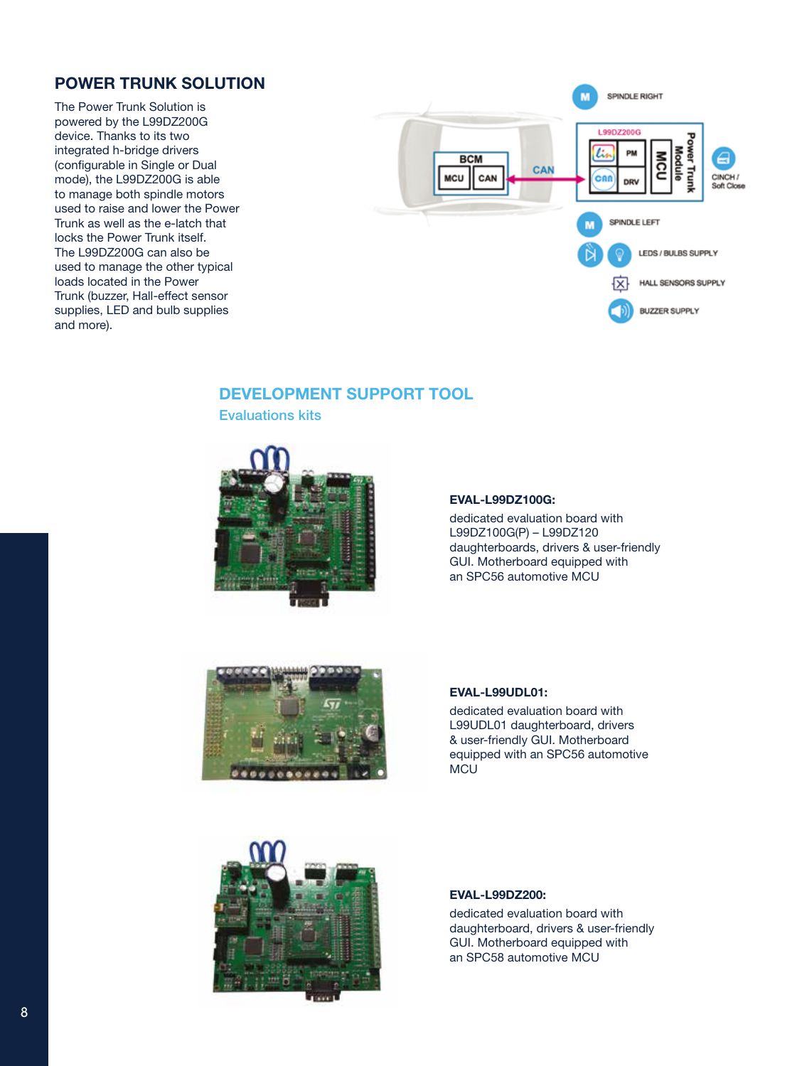## POWER TRUNK SOLUTION

The Power Trunk Solution is powered by the L99DZ200G device. Thanks to its two integrated h-bridge drivers (configurable in Single or Dual mode), the L99DZ200G is able to manage both spindle motors used to raise and lower the Power Trunk as well as the e-latch that locks the Power Trunk itself. The L99DZ200G can also be used to manage the other typical loads located in the Power Trunk (buzzer, Hall-effect sensor supplies, LED and bulb supplies and more).

## DEVELOPMENT SUPPORT TOOL

### Evaluations kits

**EVAL-L99DZ100G:**

dedicated evaluation board with L99DZ100G(P) – L99DZ120 daughterboards, drivers & user-friendly GUI. Motherboard equipped with an SPC56 automotive MCU

**EVAL-L99UDL01:**

dedicated evaluation board with L99UDL01 daughterboard, drivers & user-friendly GUI. Motherboard equipped with an SPC56 automotive MCU

**EVAL-L99DZ200:**

dedicated evaluation board with daughterboard, drivers & user-friendly GUI. Motherboard equipped with an SPC58 automotive MCU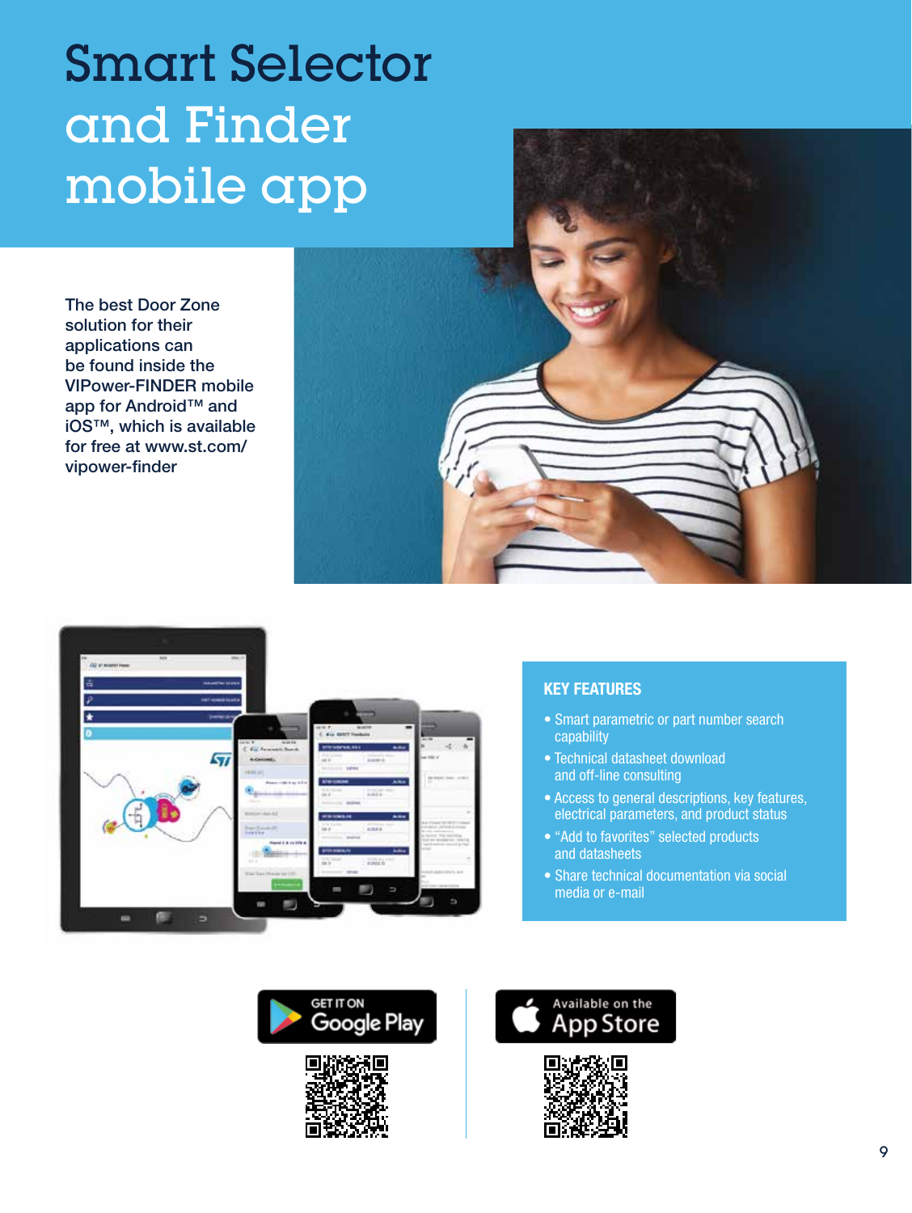# Smart Selector and Finder mobile app

The best Door Zone solution for their applications can be found inside the VIPower-FINDER mobile app for Android™ and iOS™, which is available for free at www.st.com/vipower-finder

## KEY FEATURES

- Smart parametric or part number search capability
- Technical datasheet download and off-line consulting
- Access to general descriptions, key features, electrical parameters, and product status
- "Add to favorites" selected products and datasheets
- Share technical documentation via social media or e-mail

GET IT ON Google Play

Available on the App Store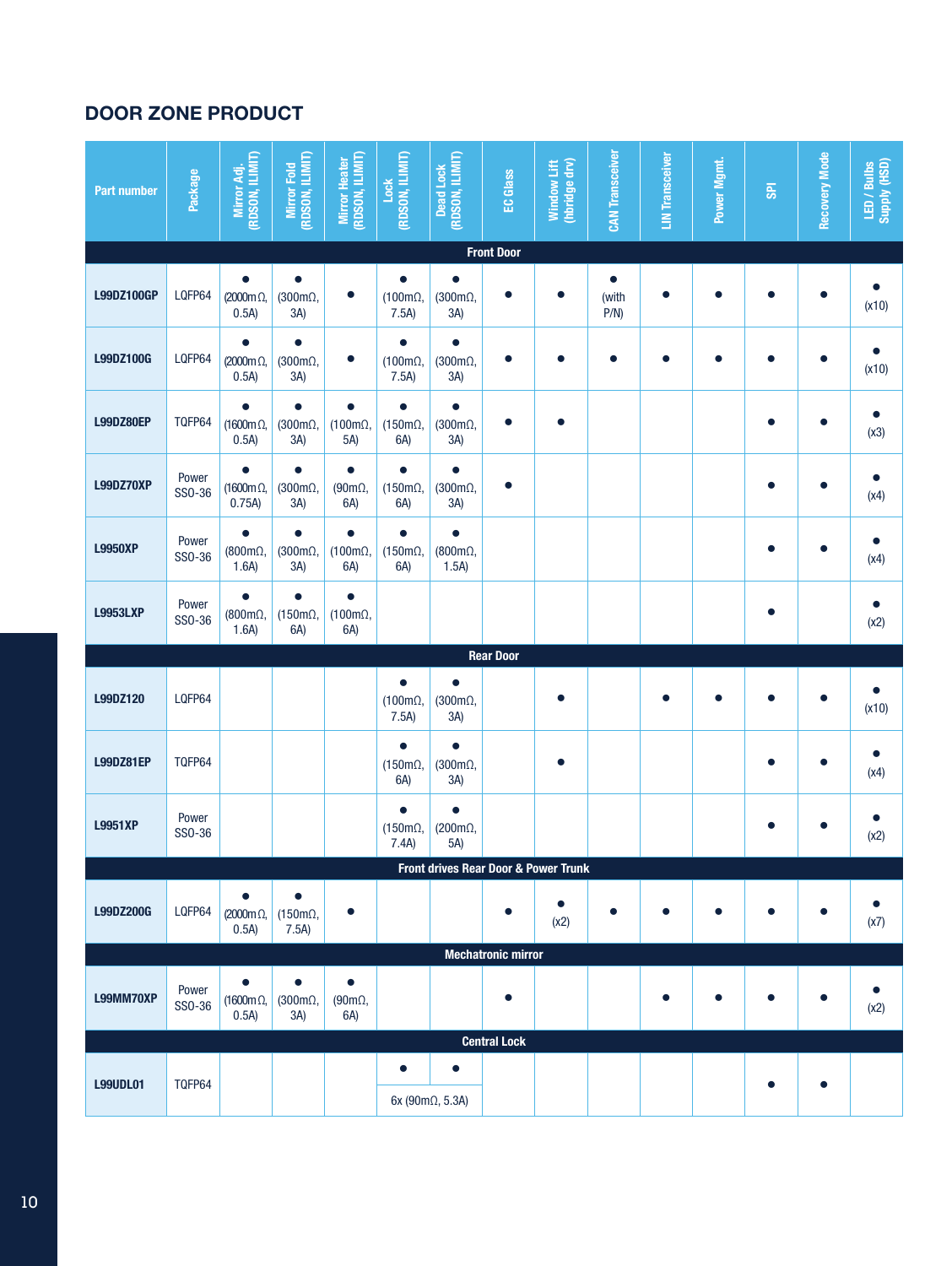## DOOR ZONE PRODUCT

| Part number | Package | Mirror Adj. (RDSON, ILIMIT) | Mirror Fold (RDSON, ILIMIT) | Mirror Heater (RDSON, ILIMIT) | Lock (RDSON, ILIMIT) | Dead Lock (RDSON, ILIMIT) | EC Glass | Window Lift (hbridge drv) | CAN Transceiver | LIN Transceiver | Power Mgmt. | SPI | Recovery Mode | LED / Bulbs Supply (HSD) |
|---|---|---|---|---|---|---|---|---|---|---|---|---|---|---|
| **Front Door** | | | | | | | | | | | | | | |
| **L99DZ100GP** | LQFP64 | ● (2000mΩ, 0.5A) | ● (300mΩ, 3A) | ● | ● (100mΩ, 7.5A) | ● (300mΩ, 3A) | ● | ● | ● (with P/N) | ● | ● | ● | ● | ● (x10) |
| **L99DZ100G** | LQFP64 | ● (2000mΩ, 0.5A) | ● (300mΩ, 3A) | ● | ● (100mΩ, 7.5A) | ● (300mΩ, 3A) | ● | ● | ● | ● | ● | ● | ● | ● (x10) |
| **L99DZ80EP** | TQFP64 | ● (1600mΩ, 0.5A) | ● (300mΩ, 3A) | ● (100mΩ, 5A) | ● (150mΩ, 6A) | ● (300mΩ, 3A) | ● | ● | | | | ● | ● | ● (x3) |
| **L99DZ70XP** | Power SSO-36 | ● (1600mΩ, 0.75A) | ● (300mΩ, 3A) | ● (90mΩ, 6A) | ● (150mΩ, 6A) | ● (300mΩ, 3A) | ● | | | | | ● | ● | ● (x4) |
| **L9950XP** | Power SSO-36 | ● (800mΩ, 1.6A) | ● (300mΩ, 3A) | ● (100mΩ, 6A) | ● (150mΩ, 6A) | ● (800mΩ, 1.5A) | | | | | | ● | ● | ● (x4) |
| **L9953LXP** | Power SSO-36 | ● (800mΩ, 1.6A) | ● (150mΩ, 6A) | ● (100mΩ, 6A) | | | | | | | | ● | | ● (x2) |
| **Rear Door** | | | | | | | | | | | | | | |
| **L99DZ120** | LQFP64 | | | | ● (100mΩ, 7.5A) | ● (300mΩ, 3A) | | ● | | ● | ● | ● | ● | ● (x10) |
| **L99DZ81EP** | TQFP64 | | | | ● (150mΩ, 6A) | ● (300mΩ, 3A) | | ● | | | | ● | ● | ● (x4) |
| **L9951XP** | Power SSO-36 | | | | ● (150mΩ, 7.4A) | ● (200mΩ, 5A) | | | | | | ● | ● | ● (x2) |
| **Front drives Rear Door & Power Trunk** | | | | | | | | | | | | | | |
| **L99DZ200G** | LQFP64 | ● (2000mΩ, 0.5A) | ● (150mΩ, 7.5A) | ● | | | ● | ● (x2) | ● | ● | ● | ● | ● | ● (x7) |
| **Mechatronic mirror** | | | | | | | | | | | | | | |
| **L99MM70XP** | Power SSO-36 | ● (1600mΩ, 0.5A) | ● (300mΩ, 3A) | ● (90mΩ, 6A) | | | ● | | | ● | ● | ● | ● | ● (x2) |
| **Central Lock** | | | | | | | | | | | | | | |
| **L99UDL01** | TQFP64 | | | | ● 6x (90mΩ, 5.3A) | ● | | | | | | ● | ● | |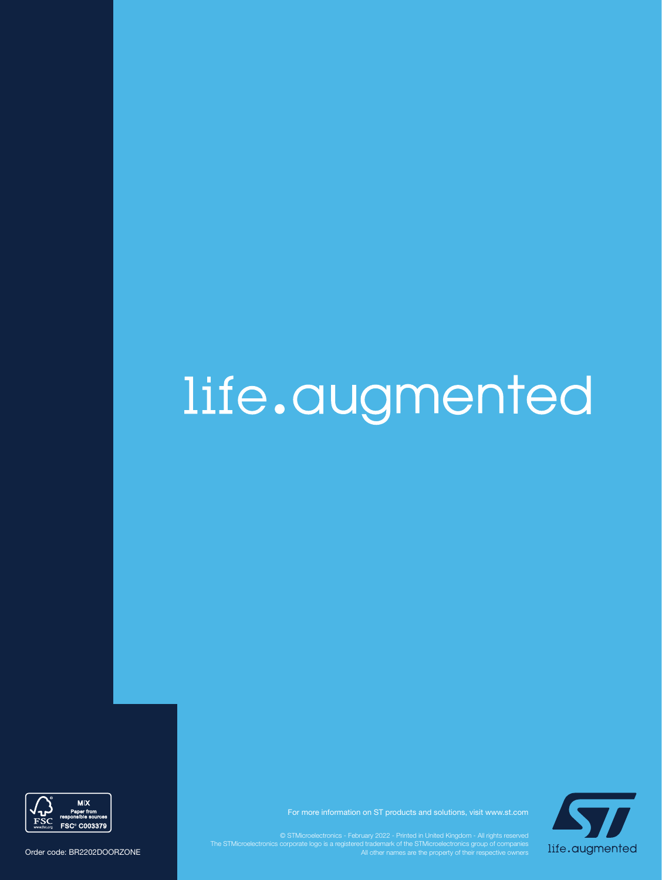life.augmented

MIX
Paper from responsible sources
FSC® C003379

Order code: BR2202DOORZONE

For more information on ST products and solutions, visit www.st.com

© STMicroelectronics - February 2022 - Printed in United Kingdom - All rights reserved
The STMicroelectronics corporate logo is a registered trademark of the STMicroelectronics group of companies
All other names are the property of their respective owners

life.augmented